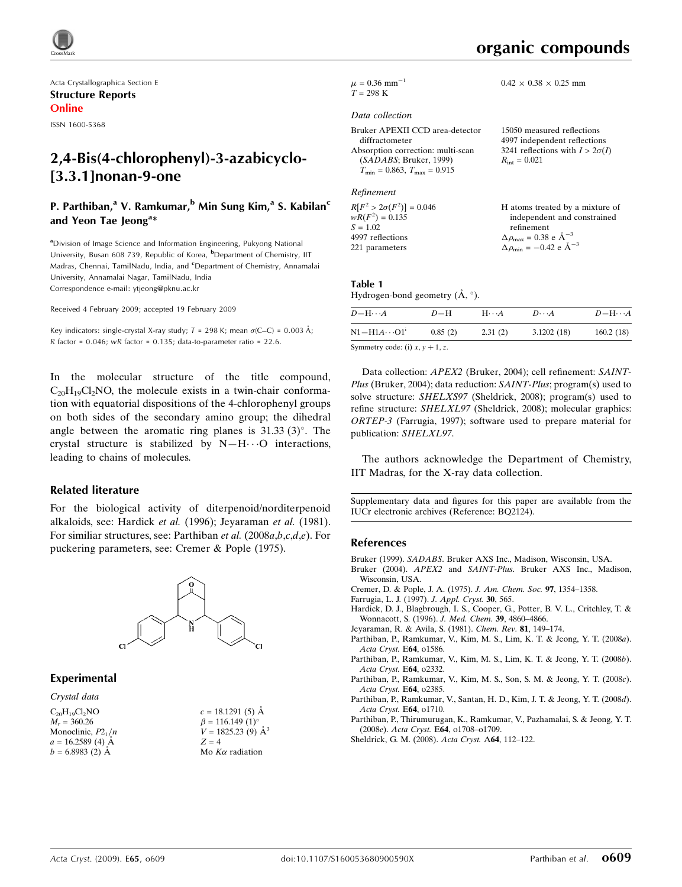Acta Crystallographica Section E
**Structure Reports Online**
ISSN 1600-5368

# 2,4-Bis(4-chlorophenyl)-3-azabicyclo[3.3.1]nonan-9-one

**P. Parthiban,[a] V. Ramkumar,[b] Min Sung Kim,[a] S. Kabilan[c] and Yeon Tae Jeong[a]***

[a]Division of Image Science and Information Engineering, Pukyong National University, Busan 608 739, Republic of Korea, [b]Department of Chemistry, IIT Madras, Chennai, TamilNadu, India, and [c]Department of Chemistry, Annamalai University, Annamalai Nagar, TamilNadu, India
Correspondence e-mail: ytjeong@pknu.ac.kr

Received 4 February 2009; accepted 19 February 2009

Key indicators: single-crystal X-ray study; $T$ = 298 K; mean $\sigma$(C–C) = 0.003 Å; $R$ factor = 0.046; $wR$ factor = 0.135; data-to-parameter ratio = 22.6.

In the molecular structure of the title compound, $C_{20}H_{19}Cl_2NO$, the molecule exists in a twin-chair conformation with equatorial dispositions of the 4-chlorophenyl groups on both sides of the secondary amino group; the dihedral angle between the aromatic ring planes is 31.33 (3)°. The crystal structure is stabilized by N—H⋯O interactions, leading to chains of molecules.

## Related literature

For the biological activity of diterpenoid/norditerpenoid alkaloids, see: Hardick *et al.* (1996); Jeyaraman *et al.* (1981). For similiar structures, see: Parthiban *et al.* (2008*a*,*b*,*c*,*d*,*e*). For puckering parameters, see: Cremer & Pople (1975).

## Experimental

### Crystal data

$C_{20}H_{19}Cl_2NO$
$M_r$ = 360.26
Monoclinic, $P2_1/n$
$a$ = 16.2589 (4) Å
$b$ = 6.8983 (2) Å
$c$ = 18.1291 (5) Å
$\beta$ = 116.149 (1)°
$V$ = 1825.23 (9) Å$^3$
$Z$ = 4
Mo $K\alpha$ radiation
$\mu$ = 0.36 mm$^{-1}$
$T$ = 298 K
0.42 × 0.38 × 0.25 mm

### Data collection

Bruker APEXII CCD area-detector diffractometer
Absorption correction: multi-scan (*SADABS*; Bruker, 1999)
$T_{min}$ = 0.863, $T_{max}$ = 0.915
15050 measured reflections
4997 independent reflections
3241 reflections with $I > 2\sigma(I)$
$R_{int}$ = 0.021

### Refinement

$R[F^2 > 2\sigma(F^2)]$ = 0.046
$wR(F^2)$ = 0.135
$S$ = 1.02
4997 reflections
221 parameters
H atoms treated by a mixture of independent and constrained refinement
$\Delta\rho_{max}$ = 0.38 e Å$^{-3}$
$\Delta\rho_{min}$ = −0.42 e Å$^{-3}$

**Table 1**
Hydrogen-bond geometry (Å, °).

| $D$—H⋯$A$ | $D$—H | H⋯$A$ | $D$⋯$A$ | $D$—H⋯$A$ |
|---|---|---|---|---|
| N1—H1$A$⋯O1[i] | 0.85 (2) | 2.31 (2) | 3.1202 (18) | 160.2 (18) |

Symmetry code: (i) $x, y + 1, z$.

Data collection: *APEX2* (Bruker, 2004); cell refinement: *SAINT-Plus* (Bruker, 2004); data reduction: *SAINT-Plus*; program(s) used to solve structure: *SHELXS97* (Sheldrick, 2008); program(s) used to refine structure: *SHELXL97* (Sheldrick, 2008); molecular graphics: *ORTEP-3* (Farrugia, 1997); software used to prepare material for publication: *SHELXL97*.

The authors acknowledge the Department of Chemistry, IIT Madras, for the X-ray data collection.

Supplementary data and figures for this paper are available from the IUCr electronic archives (Reference: BQ2124).

## References

Bruker (1999). *SADABS*. Bruker AXS Inc., Madison, Wisconsin, USA.
Bruker (2004). *APEX2* and *SAINT-Plus*. Bruker AXS Inc., Madison, Wisconsin, USA.
Cremer, D. & Pople, J. A. (1975). *J. Am. Chem. Soc.* **97**, 1354–1358.
Farrugia, L. J. (1997). *J. Appl. Cryst.* **30**, 565.
Hardick, D. J., Blagbrough, I. S., Cooper, G., Potter, B. V. L., Critchley, T. & Wonnacott, S. (1996). *J. Med. Chem.* **39**, 4860–4866.
Jeyaraman, R. & Avila, S. (1981). *Chem. Rev.* **81**, 149–174.
Parthiban, P., Ramkumar, V., Kim, M. S., Lim, K. T. & Jeong, Y. T. (2008*a*). *Acta Cryst.* E**64**, o1586.
Parthiban, P., Ramkumar, V., Kim, M. S., Lim, K. T. & Jeong, Y. T. (2008*b*). *Acta Cryst.* E**64**, o2332.
Parthiban, P., Ramkumar, V., Kim, M. S., Son, S. M. & Jeong, Y. T. (2008*c*). *Acta Cryst.* E**64**, o2385.
Parthiban, P., Ramkumar, V., Santan, H. D., Kim, J. T. & Jeong, Y. T. (2008*d*). *Acta Cryst.* E**64**, o1710.
Parthiban, P., Thirumurugan, K., Ramkumar, V., Pazhamalai, S. & Jeong, Y. T. (2008*e*). *Acta Cryst.* E**64**, o1708–o1709.
Sheldrick, G. M. (2008). *Acta Cryst.* A**64**, 112–122.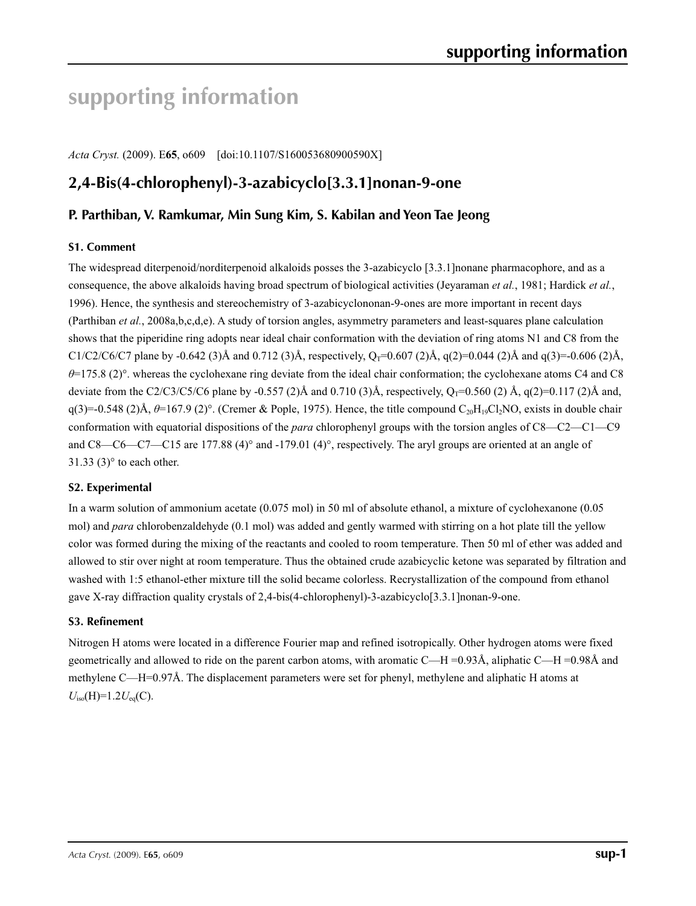# supporting information

*Acta Cryst.* (2009). E**65**, o609 [doi:10.1107/S160053680900590X]

## 2,4-Bis(4-chlorophenyl)-3-azabicyclo[3.3.1]nonan-9-one

### P. Parthiban, V. Ramkumar, Min Sung Kim, S. Kabilan and Yeon Tae Jeong

### S1. Comment

The widespread diterpenoid/norditerpenoid alkaloids posses the 3-azabicyclo [3.3.1]nonane pharmacophore, and as a consequence, the above alkaloids having broad spectrum of biological activities (Jeyaraman *et al.*, 1981; Hardick *et al.*, 1996). Hence, the synthesis and stereochemistry of 3-azabicyclononan-9-ones are more important in recent days (Parthiban *et al.*, 2008a,b,c,d,e). A study of torsion angles, asymmetry parameters and least-squares plane calculation shows that the piperidine ring adopts near ideal chair conformation with the deviation of ring atoms N1 and C8 from the C1/C2/C6/C7 plane by -0.642 (3)Å and 0.712 (3)Å, respectively, $Q_T$=0.607 (2)Å, q(2)=0.044 (2)Å and q(3)=-0.606 (2)Å, $\theta$=175.8 (2)°. whereas the cyclohexane ring deviate from the ideal chair conformation; the cyclohexane atoms C4 and C8 deviate from the C2/C3/C5/C6 plane by -0.557 (2)Å and 0.710 (3)Å, respectively, $Q_T$=0.560 (2) Å, q(2)=0.117 (2)Å and, q(3)=-0.548 (2)Å, $\theta$=167.9 (2)°. (Cremer & Pople, 1975). Hence, the title compound $C_{20}H_{19}Cl_2NO$, exists in double chair conformation with equatorial dispositions of the *para* chlorophenyl groups with the torsion angles of C8—C2—C1—C9 and C8—C6—C7—C15 are 177.88 (4)° and -179.01 (4)°, respectively. The aryl groups are oriented at an angle of 31.33 (3)° to each other.

### S2. Experimental

In a warm solution of ammonium acetate (0.075 mol) in 50 ml of absolute ethanol, a mixture of cyclohexanone (0.05 mol) and *para* chlorobenzaldehyde (0.1 mol) was added and gently warmed with stirring on a hot plate till the yellow color was formed during the mixing of the reactants and cooled to room temperature. Then 50 ml of ether was added and allowed to stir over night at room temperature. Thus the obtained crude azabicyclic ketone was separated by filtration and washed with 1:5 ethanol-ether mixture till the solid became colorless. Recrystallization of the compound from ethanol gave X-ray diffraction quality crystals of 2,4-bis(4-chlorophenyl)-3-azabicyclo[3.3.1]nonan-9-one.

### S3. Refinement

Nitrogen H atoms were located in a difference Fourier map and refined isotropically. Other hydrogen atoms were fixed geometrically and allowed to ride on the parent carbon atoms, with aromatic C—H =0.93Å, aliphatic C—H =0.98Å and methylene C—H=0.97Å. The displacement parameters were set for phenyl, methylene and aliphatic H atoms at $U_{iso}$(H)=1.2$U_{eq}$(C).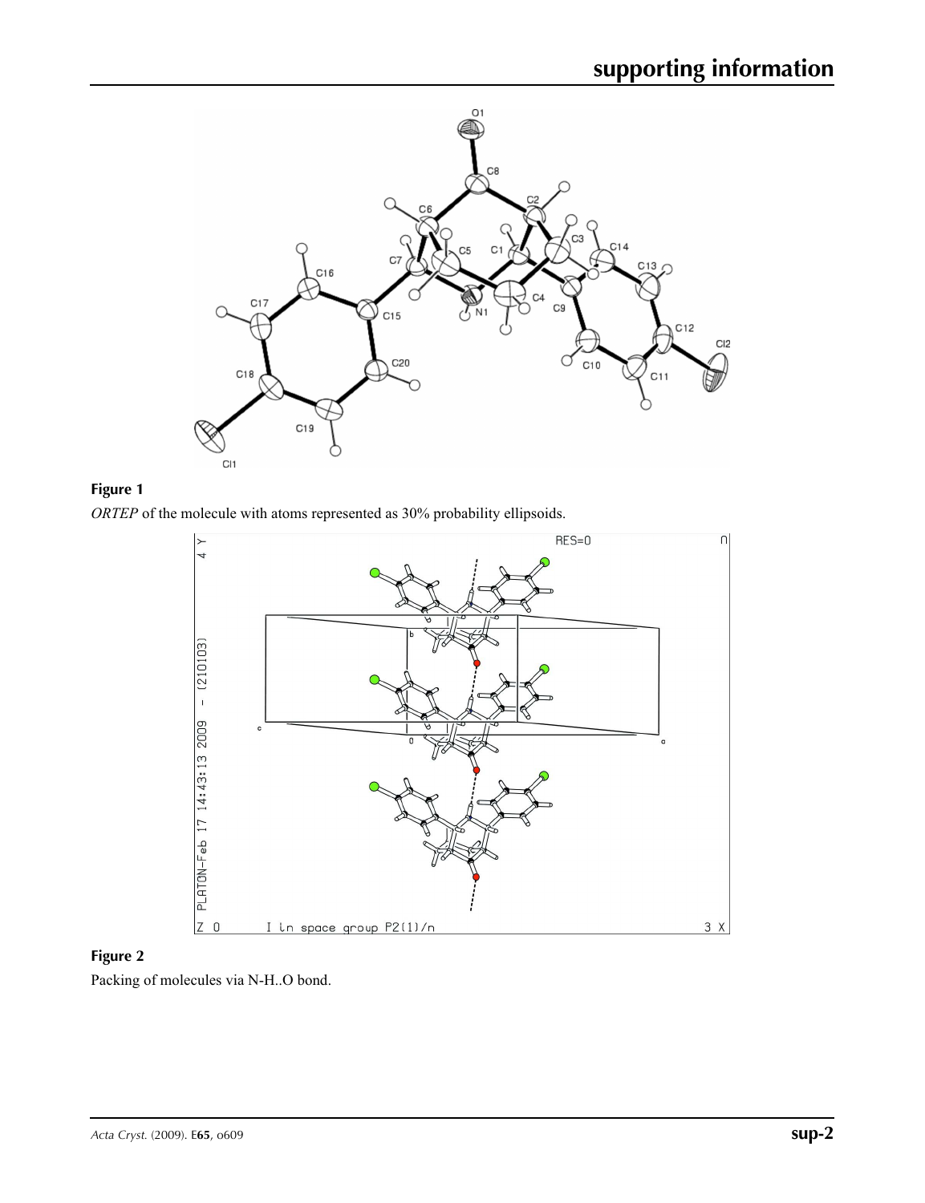**Figure 1**

*ORTEP* of the molecule with atoms represented as 30% probability ellipsoids.

**Figure 2**

Packing of molecules via N-H..O bond.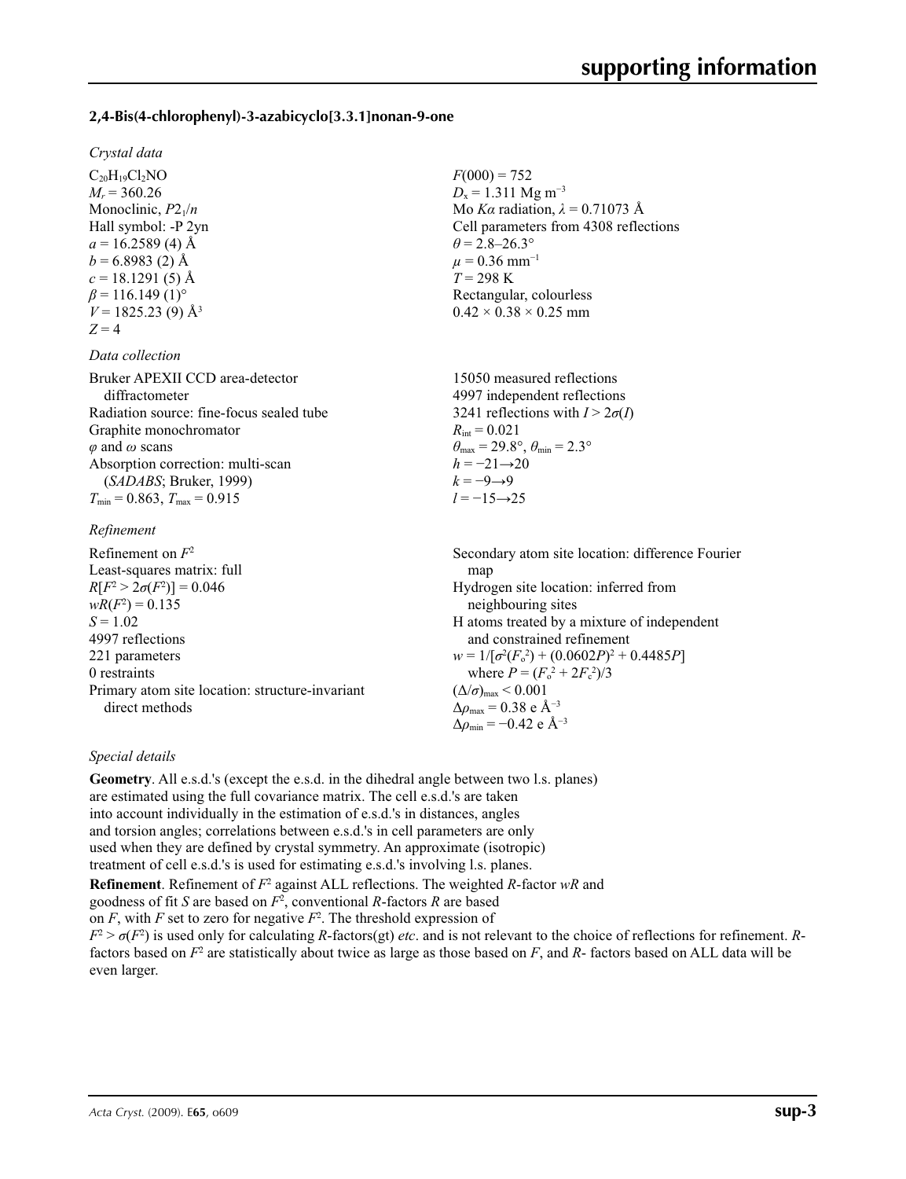### 2,4-Bis(4-chlorophenyl)-3-azabicyclo[3.3.1]nonan-9-one

*Crystal data*

$C_{20}H_{19}Cl_2NO$
$M_r = 360.26$
Monoclinic, $P2_1/n$
Hall symbol: -P 2yn
$a = 16.2589$ (4) Å
$b = 6.8983$ (2) Å
$c = 18.1291$ (5) Å
$\beta = 116.149$ (1)°
$V = 1825.23$ (9) Å$^3$
$Z = 4$
$F(000) = 752$
$D_x = 1.311$ Mg m$^{-3}$
Mo $K\alpha$ radiation, $\lambda = 0.71073$ Å
Cell parameters from 4308 reflections
$\theta = 2.8$–$26.3°$
$\mu = 0.36$ mm$^{-1}$
$T = 298$ K
Rectangular, colourless
$0.42 \times 0.38 \times 0.25$ mm

*Data collection*

Bruker APEXII CCD area-detector diffractometer
Radiation source: fine-focus sealed tube
Graphite monochromator
$\varphi$ and $\omega$ scans
Absorption correction: multi-scan (*SADABS*; Bruker, 1999)
$T_{min} = 0.863$, $T_{max} = 0.915$
15050 measured reflections
4997 independent reflections
3241 reflections with $I > 2\sigma(I)$
$R_{int} = 0.021$
$\theta_{max} = 29.8°$, $\theta_{min} = 2.3°$
$h = -21 \rightarrow 20$
$k = -9 \rightarrow 9$
$l = -15 \rightarrow 25$

*Refinement*

Refinement on $F^2$
Least-squares matrix: full
$R[F^2 > 2\sigma(F^2)] = 0.046$
$wR(F^2) = 0.135$
$S = 1.02$
4997 reflections
221 parameters
0 restraints
Primary atom site location: structure-invariant direct methods
Secondary atom site location: difference Fourier map
Hydrogen site location: inferred from neighbouring sites
H atoms treated by a mixture of independent and constrained refinement
$w = 1/[\sigma^2(F_o^2) + (0.0602P)^2 + 0.4485P]$ where $P = (F_o^2 + 2F_c^2)/3$
$(\Delta/\sigma)_{max} < 0.001$
$\Delta\rho_{max} = 0.38$ e Å$^{-3}$
$\Delta\rho_{min} = -0.42$ e Å$^{-3}$

*Special details*

**Geometry**. All e.s.d.'s (except the e.s.d. in the dihedral angle between two l.s. planes) are estimated using the full covariance matrix. The cell e.s.d.'s are taken into account individually in the estimation of e.s.d.'s in distances, angles and torsion angles; correlations between e.s.d.'s in cell parameters are only used when they are defined by crystal symmetry. An approximate (isotropic) treatment of cell e.s.d.'s is used for estimating e.s.d.'s involving l.s. planes.

**Refinement**. Refinement of $F^2$ against ALL reflections. The weighted $R$-factor $wR$ and goodness of fit $S$ are based on $F^2$, conventional $R$-factors $R$ are based on $F$, with $F$ set to zero for negative $F^2$. The threshold expression of $F^2 > \sigma(F^2)$ is used only for calculating $R$-factors(gt) *etc*. and is not relevant to the choice of reflections for refinement. $R$-factors based on $F^2$ are statistically about twice as large as those based on $F$, and $R$- factors based on ALL data will be even larger.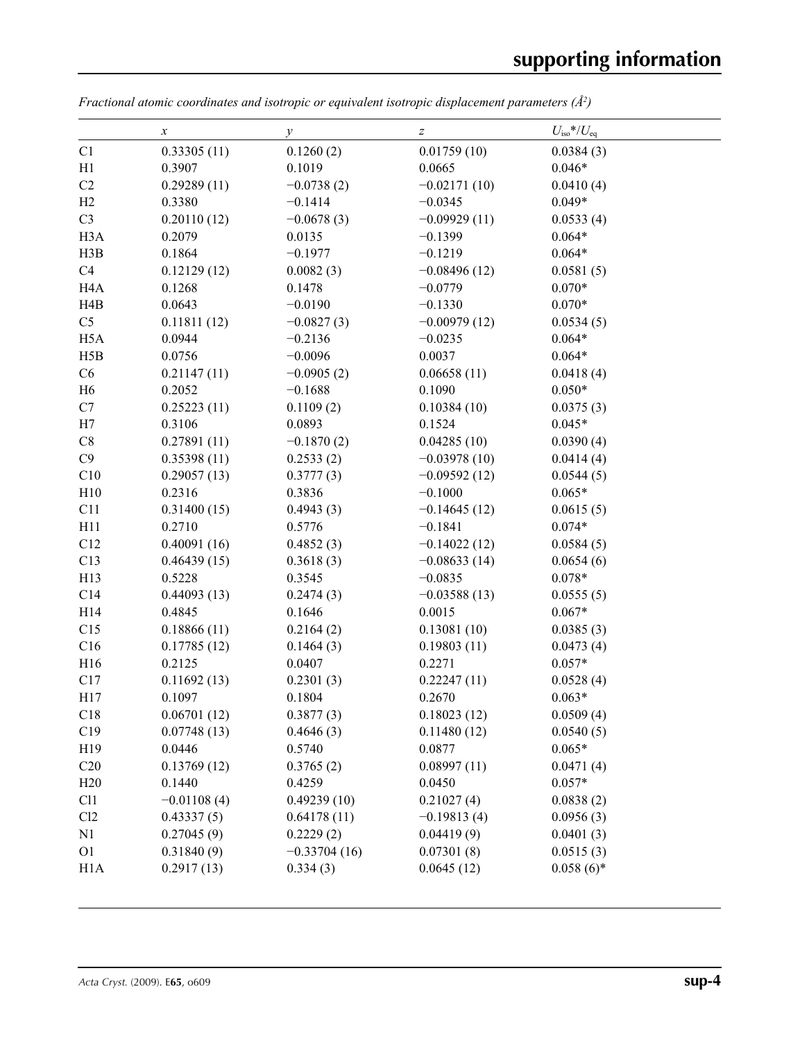*Fractional atomic coordinates and isotropic or equivalent isotropic displacement parameters (Å²)*

| | *x* | *y* | *z* | $U_{iso}$*/$U_{eq}$ |
|---|---|---|---|---|
| C1 | 0.33305 (11) | 0.1260 (2) | 0.01759 (10) | 0.0384 (3) |
| H1 | 0.3907 | 0.1019 | 0.0665 | 0.046* |
| C2 | 0.29289 (11) | −0.0738 (2) | −0.02171 (10) | 0.0410 (4) |
| H2 | 0.3380 | −0.1414 | −0.0345 | 0.049* |
| C3 | 0.20110 (12) | −0.0678 (3) | −0.09929 (11) | 0.0533 (4) |
| H3A | 0.2079 | 0.0135 | −0.1399 | 0.064* |
| H3B | 0.1864 | −0.1977 | −0.1219 | 0.064* |
| C4 | 0.12129 (12) | 0.0082 (3) | −0.08496 (12) | 0.0581 (5) |
| H4A | 0.1268 | 0.1478 | −0.0779 | 0.070* |
| H4B | 0.0643 | −0.0190 | −0.1330 | 0.070* |
| C5 | 0.11811 (12) | −0.0827 (3) | −0.00979 (12) | 0.0534 (5) |
| H5A | 0.0944 | −0.2136 | −0.0235 | 0.064* |
| H5B | 0.0756 | −0.0096 | 0.0037 | 0.064* |
| C6 | 0.21147 (11) | −0.0905 (2) | 0.06658 (11) | 0.0418 (4) |
| H6 | 0.2052 | −0.1688 | 0.1090 | 0.050* |
| C7 | 0.25223 (11) | 0.1109 (2) | 0.10384 (10) | 0.0375 (3) |
| H7 | 0.3106 | 0.0893 | 0.1524 | 0.045* |
| C8 | 0.27891 (11) | −0.1870 (2) | 0.04285 (10) | 0.0390 (4) |
| C9 | 0.35398 (11) | 0.2533 (2) | −0.03978 (10) | 0.0414 (4) |
| C10 | 0.29057 (13) | 0.3777 (3) | −0.09592 (12) | 0.0544 (5) |
| H10 | 0.2316 | 0.3836 | −0.1000 | 0.065* |
| C11 | 0.31400 (15) | 0.4943 (3) | −0.14645 (12) | 0.0615 (5) |
| H11 | 0.2710 | 0.5776 | −0.1841 | 0.074* |
| C12 | 0.40091 (16) | 0.4852 (3) | −0.14022 (12) | 0.0584 (5) |
| C13 | 0.46439 (15) | 0.3618 (3) | −0.08633 (14) | 0.0654 (6) |
| H13 | 0.5228 | 0.3545 | −0.0835 | 0.078* |
| C14 | 0.44093 (13) | 0.2474 (3) | −0.03588 (13) | 0.0555 (5) |
| H14 | 0.4845 | 0.1646 | 0.0015 | 0.067* |
| C15 | 0.18866 (11) | 0.2164 (2) | 0.13081 (10) | 0.0385 (3) |
| C16 | 0.17785 (12) | 0.1464 (3) | 0.19803 (11) | 0.0473 (4) |
| H16 | 0.2125 | 0.0407 | 0.2271 | 0.057* |
| C17 | 0.11692 (13) | 0.2301 (3) | 0.22247 (11) | 0.0528 (4) |
| H17 | 0.1097 | 0.1804 | 0.2670 | 0.063* |
| C18 | 0.06701 (12) | 0.3877 (3) | 0.18023 (12) | 0.0509 (4) |
| C19 | 0.07748 (13) | 0.4646 (3) | 0.11480 (12) | 0.0540 (5) |
| H19 | 0.0446 | 0.5740 | 0.0877 | 0.065* |
| C20 | 0.13769 (12) | 0.3765 (2) | 0.08997 (11) | 0.0471 (4) |
| H20 | 0.1440 | 0.4259 | 0.0450 | 0.057* |
| Cl1 | −0.01108 (4) | 0.49239 (10) | 0.21027 (4) | 0.0838 (2) |
| Cl2 | 0.43337 (5) | 0.64178 (11) | −0.19813 (4) | 0.0956 (3) |
| N1 | 0.27045 (9) | 0.2229 (2) | 0.04419 (9) | 0.0401 (3) |
| O1 | 0.31840 (9) | −0.33704 (16) | 0.07301 (8) | 0.0515 (3) |
| H1A | 0.2917 (13) | 0.334 (3) | 0.0645 (12) | 0.058 (6)* |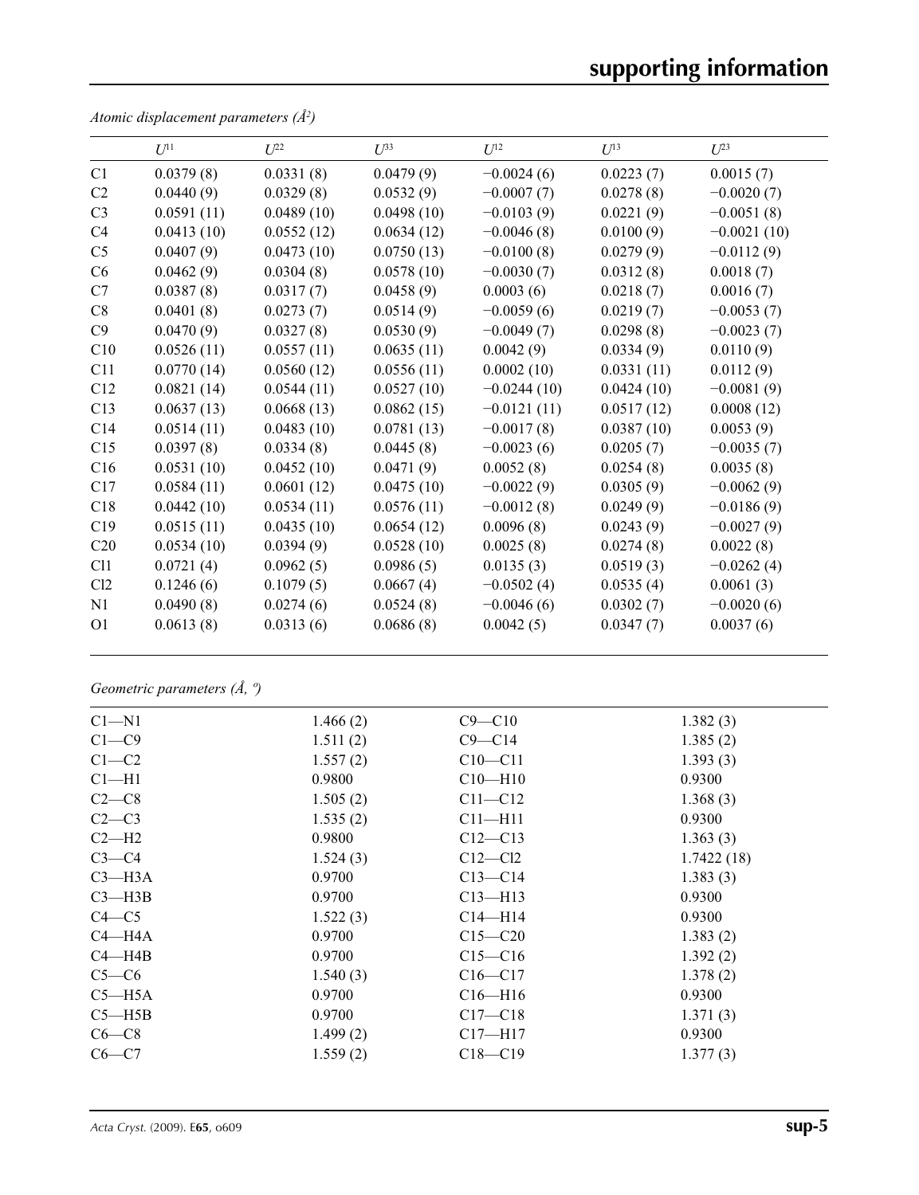*Atomic displacement parameters (Å²)*

| | $U^{11}$ | $U^{22}$ | $U^{33}$ | $U^{12}$ | $U^{13}$ | $U^{23}$ |
|---|---|---|---|---|---|---|
| C1 | 0.0379 (8) | 0.0331 (8) | 0.0479 (9) | −0.0024 (6) | 0.0223 (7) | 0.0015 (7) |
| C2 | 0.0440 (9) | 0.0329 (8) | 0.0532 (9) | −0.0007 (7) | 0.0278 (8) | −0.0020 (7) |
| C3 | 0.0591 (11) | 0.0489 (10) | 0.0498 (10) | −0.0103 (9) | 0.0221 (9) | −0.0051 (8) |
| C4 | 0.0413 (10) | 0.0552 (12) | 0.0634 (12) | −0.0046 (8) | 0.0100 (9) | −0.0021 (10) |
| C5 | 0.0407 (9) | 0.0473 (10) | 0.0750 (13) | −0.0100 (8) | 0.0279 (9) | −0.0112 (9) |
| C6 | 0.0462 (9) | 0.0304 (8) | 0.0578 (10) | −0.0030 (7) | 0.0312 (8) | 0.0018 (7) |
| C7 | 0.0387 (8) | 0.0317 (7) | 0.0458 (9) | 0.0003 (6) | 0.0218 (7) | 0.0016 (7) |
| C8 | 0.0401 (8) | 0.0273 (7) | 0.0514 (9) | −0.0059 (6) | 0.0219 (7) | −0.0053 (7) |
| C9 | 0.0470 (9) | 0.0327 (8) | 0.0530 (9) | −0.0049 (7) | 0.0298 (8) | −0.0023 (7) |
| C10 | 0.0526 (11) | 0.0557 (11) | 0.0635 (11) | 0.0042 (9) | 0.0334 (9) | 0.0110 (9) |
| C11 | 0.0770 (14) | 0.0560 (12) | 0.0556 (11) | 0.0002 (10) | 0.0331 (11) | 0.0112 (9) |
| C12 | 0.0821 (14) | 0.0544 (11) | 0.0527 (10) | −0.0244 (10) | 0.0424 (10) | −0.0081 (9) |
| C13 | 0.0637 (13) | 0.0668 (13) | 0.0862 (15) | −0.0121 (11) | 0.0517 (12) | 0.0008 (12) |
| C14 | 0.0514 (11) | 0.0483 (10) | 0.0781 (13) | −0.0017 (8) | 0.0387 (10) | 0.0053 (9) |
| C15 | 0.0397 (8) | 0.0334 (8) | 0.0445 (8) | −0.0023 (6) | 0.0205 (7) | −0.0035 (7) |
| C16 | 0.0531 (10) | 0.0452 (10) | 0.0471 (9) | 0.0052 (8) | 0.0254 (8) | 0.0035 (8) |
| C17 | 0.0584 (11) | 0.0601 (12) | 0.0475 (10) | −0.0022 (9) | 0.0305 (9) | −0.0062 (9) |
| C18 | 0.0442 (10) | 0.0534 (11) | 0.0576 (11) | −0.0012 (8) | 0.0249 (9) | −0.0186 (9) |
| C19 | 0.0515 (11) | 0.0435 (10) | 0.0654 (12) | 0.0096 (8) | 0.0243 (9) | −0.0027 (9) |
| C20 | 0.0534 (10) | 0.0394 (9) | 0.0528 (10) | 0.0025 (8) | 0.0274 (8) | 0.0022 (8) |
| Cl1 | 0.0721 (4) | 0.0962 (5) | 0.0986 (5) | 0.0135 (3) | 0.0519 (3) | −0.0262 (4) |
| Cl2 | 0.1246 (6) | 0.1079 (5) | 0.0667 (4) | −0.0502 (4) | 0.0535 (4) | 0.0061 (3) |
| N1 | 0.0490 (8) | 0.0274 (6) | 0.0524 (8) | −0.0046 (6) | 0.0302 (7) | −0.0020 (6) |
| O1 | 0.0613 (8) | 0.0313 (6) | 0.0686 (8) | 0.0042 (5) | 0.0347 (7) | 0.0037 (6) |

*Geometric parameters (Å, º)*

| | | | |
|---|---|---|---|
| C1—N1 | 1.466 (2) | C9—C10 | 1.382 (3) |
| C1—C9 | 1.511 (2) | C9—C14 | 1.385 (2) |
| C1—C2 | 1.557 (2) | C10—C11 | 1.393 (3) |
| C1—H1 | 0.9800 | C10—H10 | 0.9300 |
| C2—C8 | 1.505 (2) | C11—C12 | 1.368 (3) |
| C2—C3 | 1.535 (2) | C11—H11 | 0.9300 |
| C2—H2 | 0.9800 | C12—C13 | 1.363 (3) |
| C3—C4 | 1.524 (3) | C12—Cl2 | 1.7422 (18) |
| C3—H3A | 0.9700 | C13—C14 | 1.383 (3) |
| C3—H3B | 0.9700 | C13—H13 | 0.9300 |
| C4—C5 | 1.522 (3) | C14—H14 | 0.9300 |
| C4—H4A | 0.9700 | C15—C20 | 1.383 (2) |
| C4—H4B | 0.9700 | C15—C16 | 1.392 (2) |
| C5—C6 | 1.540 (3) | C16—C17 | 1.378 (2) |
| C5—H5A | 0.9700 | C16—H16 | 0.9300 |
| C5—H5B | 0.9700 | C17—C18 | 1.371 (3) |
| C6—C8 | 1.499 (2) | C17—H17 | 0.9300 |
| C6—C7 | 1.559 (2) | C18—C19 | 1.377 (3) |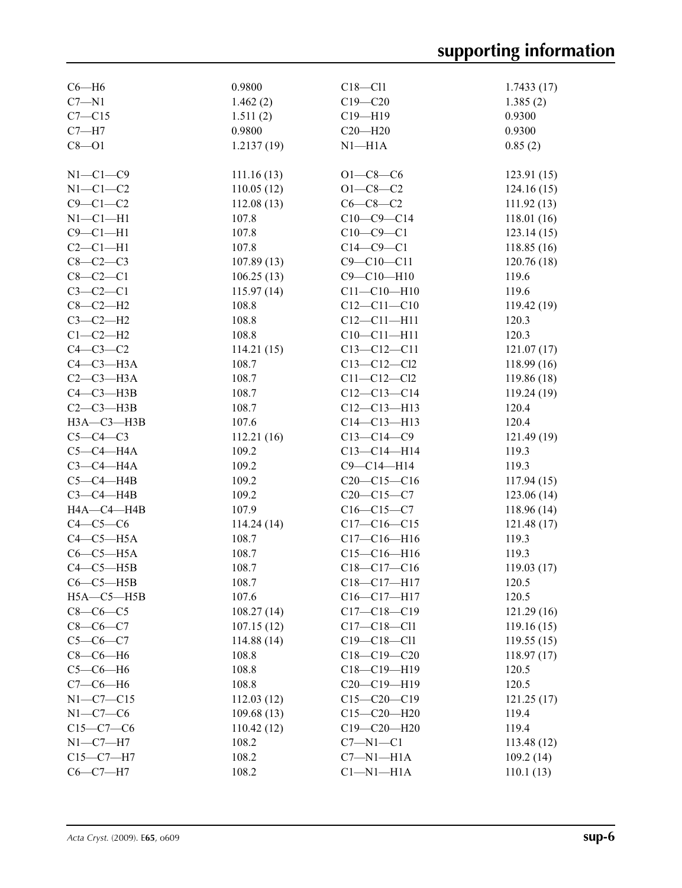| | | | |
|---|---|---|---|
| C6—H6 | 0.9800 | C18—Cl1 | 1.7433 (17) |
| C7—N1 | 1.462 (2) | C19—C20 | 1.385 (2) |
| C7—C15 | 1.511 (2) | C19—H19 | 0.9300 |
| C7—H7 | 0.9800 | C20—H20 | 0.9300 |
| C8—O1 | 1.2137 (19) | N1—H1A | 0.85 (2) |
| | | | |
| N1—C1—C9 | 111.16 (13) | O1—C8—C6 | 123.91 (15) |
| N1—C1—C2 | 110.05 (12) | O1—C8—C2 | 124.16 (15) |
| C9—C1—C2 | 112.08 (13) | C6—C8—C2 | 111.92 (13) |
| N1—C1—H1 | 107.8 | C10—C9—C14 | 118.01 (16) |
| C9—C1—H1 | 107.8 | C10—C9—C1 | 123.14 (15) |
| C2—C1—H1 | 107.8 | C14—C9—C1 | 118.85 (16) |
| C8—C2—C3 | 107.89 (13) | C9—C10—C11 | 120.76 (18) |
| C8—C2—C1 | 106.25 (13) | C9—C10—H10 | 119.6 |
| C3—C2—C1 | 115.97 (14) | C11—C10—H10 | 119.6 |
| C8—C2—H2 | 108.8 | C12—C11—C10 | 119.42 (19) |
| C3—C2—H2 | 108.8 | C12—C11—H11 | 120.3 |
| C1—C2—H2 | 108.8 | C10—C11—H11 | 120.3 |
| C4—C3—C2 | 114.21 (15) | C13—C12—C11 | 121.07 (17) |
| C4—C3—H3A | 108.7 | C13—C12—Cl2 | 118.99 (16) |
| C2—C3—H3A | 108.7 | C11—C12—Cl2 | 119.86 (18) |
| C4—C3—H3B | 108.7 | C12—C13—C14 | 119.24 (19) |
| C2—C3—H3B | 108.7 | C12—C13—H13 | 120.4 |
| H3A—C3—H3B | 107.6 | C14—C13—H13 | 120.4 |
| C5—C4—C3 | 112.21 (16) | C13—C14—C9 | 121.49 (19) |
| C5—C4—H4A | 109.2 | C13—C14—H14 | 119.3 |
| C3—C4—H4A | 109.2 | C9—C14—H14 | 119.3 |
| C5—C4—H4B | 109.2 | C20—C15—C16 | 117.94 (15) |
| C3—C4—H4B | 109.2 | C20—C15—C7 | 123.06 (14) |
| H4A—C4—H4B | 107.9 | C16—C15—C7 | 118.96 (14) |
| C4—C5—C6 | 114.24 (14) | C17—C16—C15 | 121.48 (17) |
| C4—C5—H5A | 108.7 | C17—C16—H16 | 119.3 |
| C6—C5—H5A | 108.7 | C15—C16—H16 | 119.3 |
| C4—C5—H5B | 108.7 | C18—C17—C16 | 119.03 (17) |
| C6—C5—H5B | 108.7 | C18—C17—H17 | 120.5 |
| H5A—C5—H5B | 107.6 | C16—C17—H17 | 120.5 |
| C8—C6—C5 | 108.27 (14) | C17—C18—C19 | 121.29 (16) |
| C8—C6—C7 | 107.15 (12) | C17—C18—Cl1 | 119.16 (15) |
| C5—C6—C7 | 114.88 (14) | C19—C18—Cl1 | 119.55 (15) |
| C8—C6—H6 | 108.8 | C18—C19—C20 | 118.97 (17) |
| C5—C6—H6 | 108.8 | C18—C19—H19 | 120.5 |
| C7—C6—H6 | 108.8 | C20—C19—H19 | 120.5 |
| N1—C7—C15 | 112.03 (12) | C15—C20—C19 | 121.25 (17) |
| N1—C7—C6 | 109.68 (13) | C15—C20—H20 | 119.4 |
| C15—C7—C6 | 110.42 (12) | C19—C20—H20 | 119.4 |
| N1—C7—H7 | 108.2 | C7—N1—C1 | 113.48 (12) |
| C15—C7—H7 | 108.2 | C7—N1—H1A | 109.2 (14) |
| C6—C7—H7 | 108.2 | C1—N1—H1A | 110.1 (13) |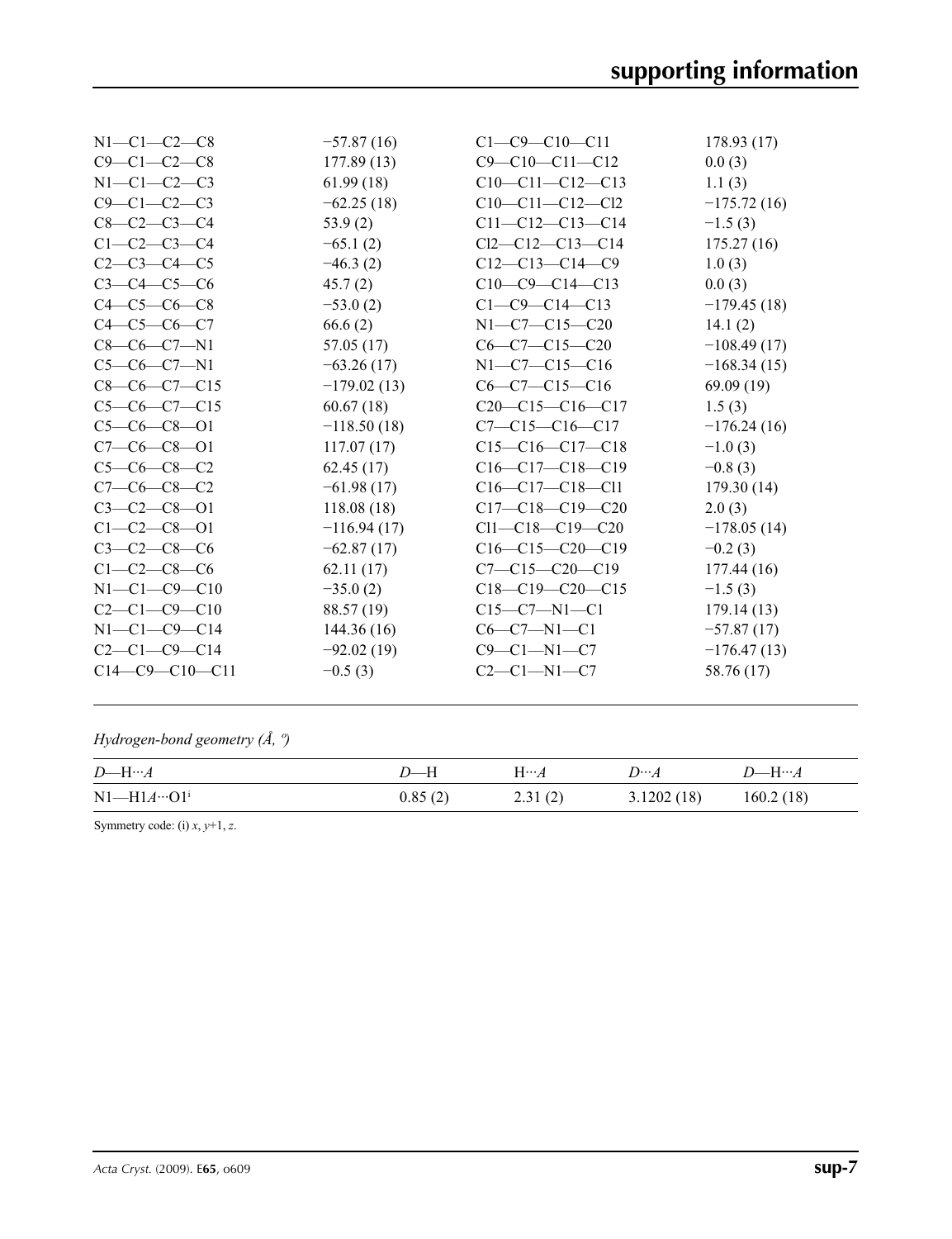| | | | |
|---|---|---|---|
| N1—C1—C2—C8 | −57.87 (16) | C1—C9—C10—C11 | 178.93 (17) |
| C9—C1—C2—C8 | 177.89 (13) | C9—C10—C11—C12 | 0.0 (3) |
| N1—C1—C2—C3 | 61.99 (18) | C10—C11—C12—C13 | 1.1 (3) |
| C9—C1—C2—C3 | −62.25 (18) | C10—C11—C12—Cl2 | −175.72 (16) |
| C8—C2—C3—C4 | 53.9 (2) | C11—C12—C13—C14 | −1.5 (3) |
| C1—C2—C3—C4 | −65.1 (2) | Cl2—C12—C13—C14 | 175.27 (16) |
| C2—C3—C4—C5 | −46.3 (2) | C12—C13—C14—C9 | 1.0 (3) |
| C3—C4—C5—C6 | 45.7 (2) | C10—C9—C14—C13 | 0.0 (3) |
| C4—C5—C6—C8 | −53.0 (2) | C1—C9—C14—C13 | −179.45 (18) |
| C4—C5—C6—C7 | 66.6 (2) | N1—C7—C15—C20 | 14.1 (2) |
| C8—C6—C7—N1 | 57.05 (17) | C6—C7—C15—C20 | −108.49 (17) |
| C5—C6—C7—N1 | −63.26 (17) | N1—C7—C15—C16 | −168.34 (15) |
| C8—C6—C7—C15 | −179.02 (13) | C6—C7—C15—C16 | 69.09 (19) |
| C5—C6—C7—C15 | 60.67 (18) | C20—C15—C16—C17 | 1.5 (3) |
| C5—C6—C8—O1 | −118.50 (18) | C7—C15—C16—C17 | −176.24 (16) |
| C7—C6—C8—O1 | 117.07 (17) | C15—C16—C17—C18 | −1.0 (3) |
| C5—C6—C8—C2 | 62.45 (17) | C16—C17—C18—C19 | −0.8 (3) |
| C7—C6—C8—C2 | −61.98 (17) | C16—C17—C18—Cl1 | 179.30 (14) |
| C3—C2—C8—O1 | 118.08 (18) | C17—C18—C19—C20 | 2.0 (3) |
| C1—C2—C8—O1 | −116.94 (17) | Cl1—C18—C19—C20 | −178.05 (14) |
| C3—C2—C8—C6 | −62.87 (17) | C16—C15—C20—C19 | −0.2 (3) |
| C1—C2—C8—C6 | 62.11 (17) | C7—C15—C20—C19 | 177.44 (16) |
| N1—C1—C9—C10 | −35.0 (2) | C18—C19—C20—C15 | −1.5 (3) |
| C2—C1—C9—C10 | 88.57 (19) | C15—C7—N1—C1 | 179.14 (13) |
| N1—C1—C9—C14 | 144.36 (16) | C6—C7—N1—C1 | −57.87 (17) |
| C2—C1—C9—C14 | −92.02 (19) | C9—C1—N1—C7 | −176.47 (13) |
| C14—C9—C10—C11 | −0.5 (3) | C2—C1—N1—C7 | 58.76 (17) |

*Hydrogen-bond geometry (Å, º)*

| *D*—H···*A* | *D*—H | H···*A* | *D*···*A* | *D*—H···*A* |
|---|---|---|---|---|
| N1—H1*A*···O1[i] | 0.85 (2) | 2.31 (2) | 3.1202 (18) | 160.2 (18) |

Symmetry code: (i) *x*, *y*+1, *z*.